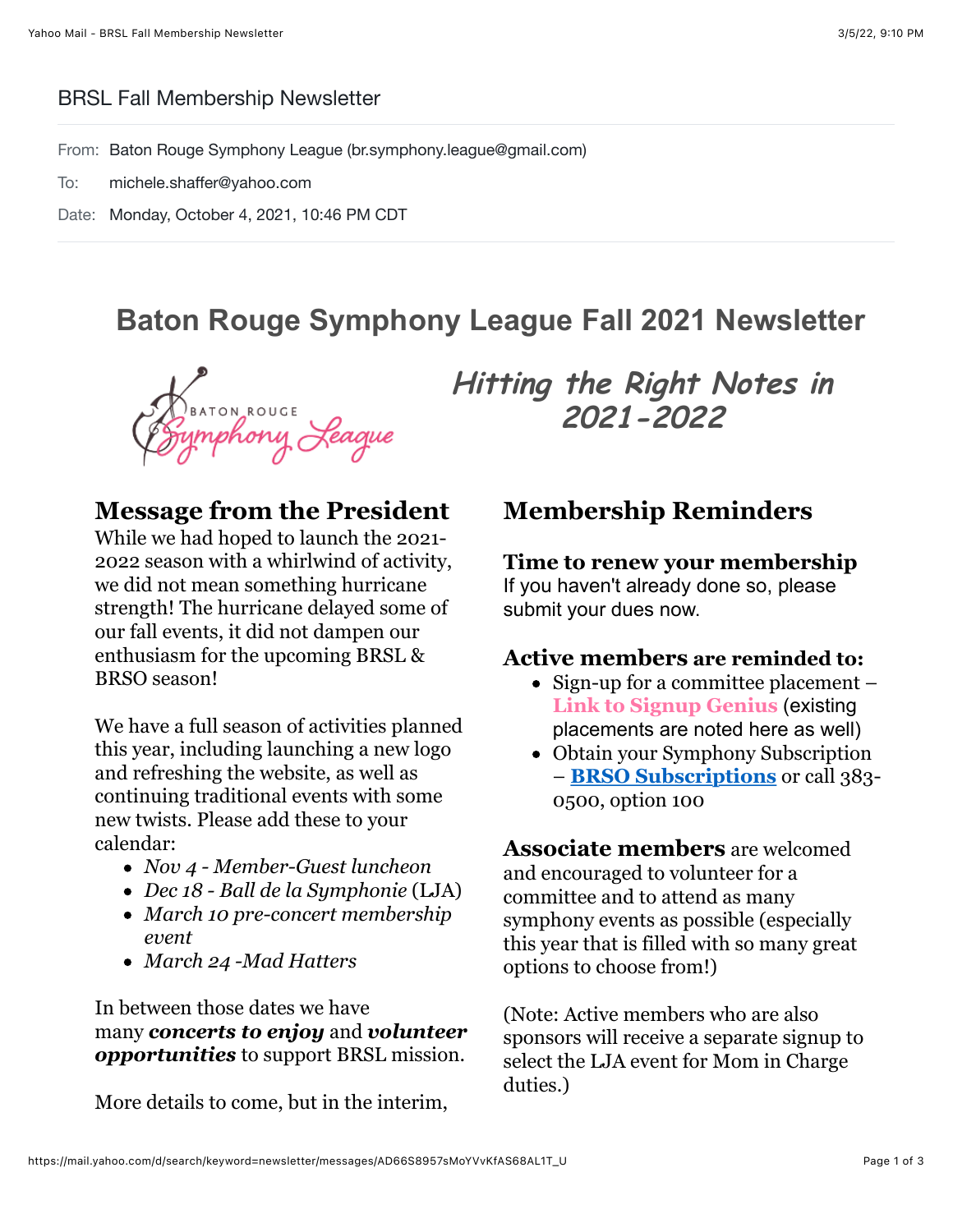BRSL Fall Membership Newsletter

From: Baton Rouge Symphony League (br.symphony.league@gmail.com)

To: michele.shaffer@yahoo.com

Date: Monday, October 4, 2021, 10:46 PM CDT

# Baton Rouge Symphony League Fall 2021 Newsletter

*Hitting the Right Notes in 2021-2022*

## Message from the President

While we had hoped to launch the 2021-2022 season with a whirlwind of activity, we did not mean something hurricane strength! The hurricane delayed some of our fall events, it did not dampen our enthusiasm for the upcoming BRSL & BRSO season!

We have a full season of activities planned this year, including launching a new logo and refreshing the website, as well as continuing traditional events with some new twists. Please add these to your calendar:

- *Nov 4 - Member-Guest luncheon*
- *Dec 18 - Ball de la Symphonie* (LJA)
- *March 10 pre-concert membership event*
- *March 24 -Mad Hatters*

In between those dates we have many ***concerts to enjoy*** and ***volunteer opportunities*** to support BRSL mission.

More details to come, but in the interim,

## Membership Reminders

**Time to renew your membership**

If you haven't already done so, please submit your dues now.

**Active members are reminded to:**

- Sign-up for a committee placement – **Link to Signup Genius** (existing placements are noted here as well)
- Obtain your Symphony Subscription – **BRSO Subscriptions** or call 383-0500, option 100

**Associate members** are welcomed and encouraged to volunteer for a committee and to attend as many symphony events as possible (especially this year that is filled with so many great options to choose from!)

(Note: Active members who are also sponsors will receive a separate signup to select the LJA event for Mom in Charge duties.)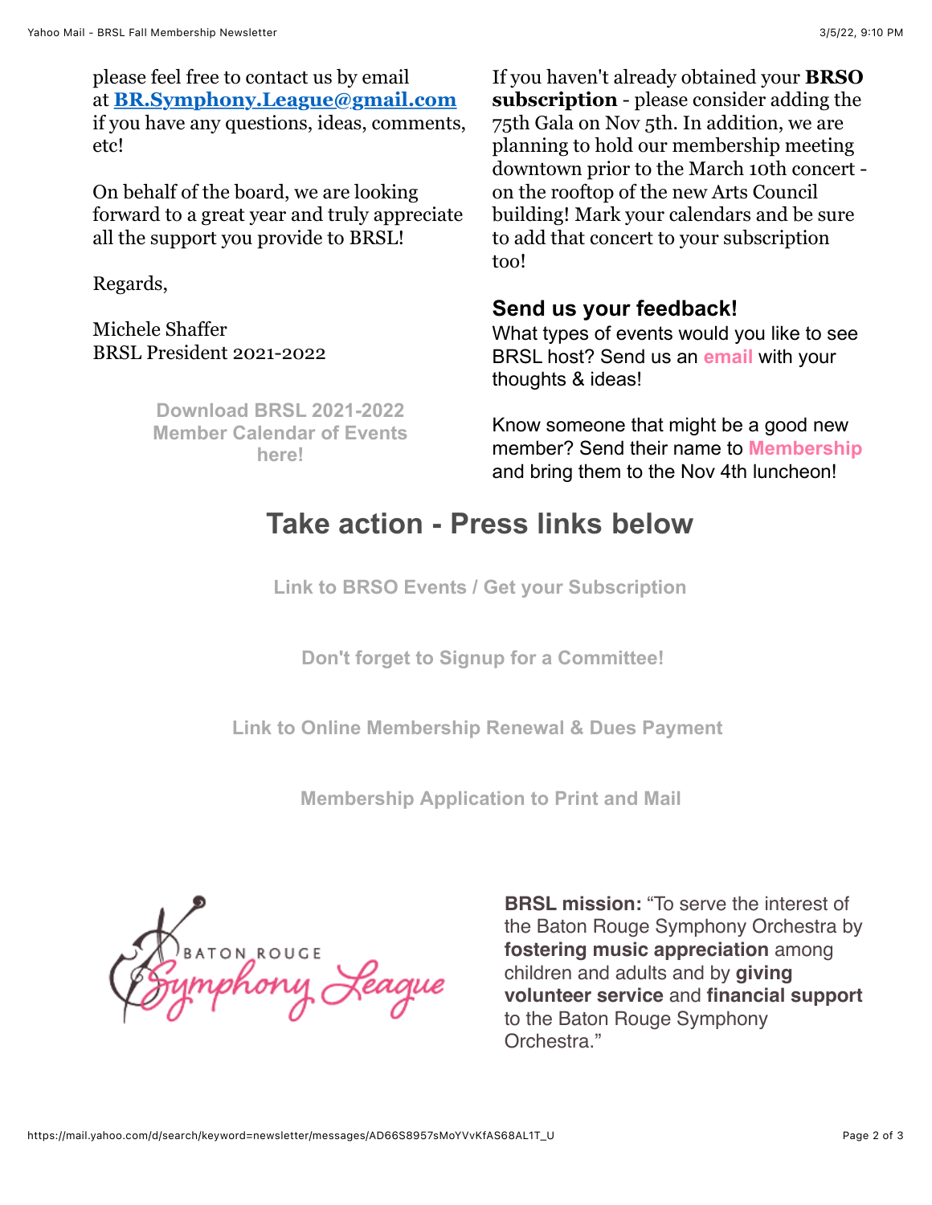please feel free to contact us by email at **BR.Symphony.League@gmail.com** if you have any questions, ideas, comments, etc!

On behalf of the board, we are looking forward to a great year and truly appreciate all the support you provide to BRSL!

Regards,

Michele Shaffer
BRSL President 2021-2022

**Download BRSL 2021-2022 Member Calendar of Events here!**

If you haven't already obtained your **BRSO subscription** - please consider adding the 75th Gala on Nov 5th. In addition, we are planning to hold our membership meeting downtown prior to the March 10th concert - on the rooftop of the new Arts Council building! Mark your calendars and be sure to add that concert to your subscription too!

### Send us your feedback!

What types of events would you like to see BRSL host? Send us an **email** with your thoughts & ideas!

Know someone that might be a good new member? Send their name to **Membership** and bring them to the Nov 4th luncheon!

## Take action - Press links below

**Link to BRSO Events / Get your Subscription**

**Don't forget to Signup for a Committee!**

**Link to Online Membership Renewal & Dues Payment**

**Membership Application to Print and Mail**

BATON ROUGE Symphony League

**BRSL mission:** "To serve the interest of the Baton Rouge Symphony Orchestra by **fostering music appreciation** among children and adults and by **giving volunteer service** and **financial support** to the Baton Rouge Symphony Orchestra."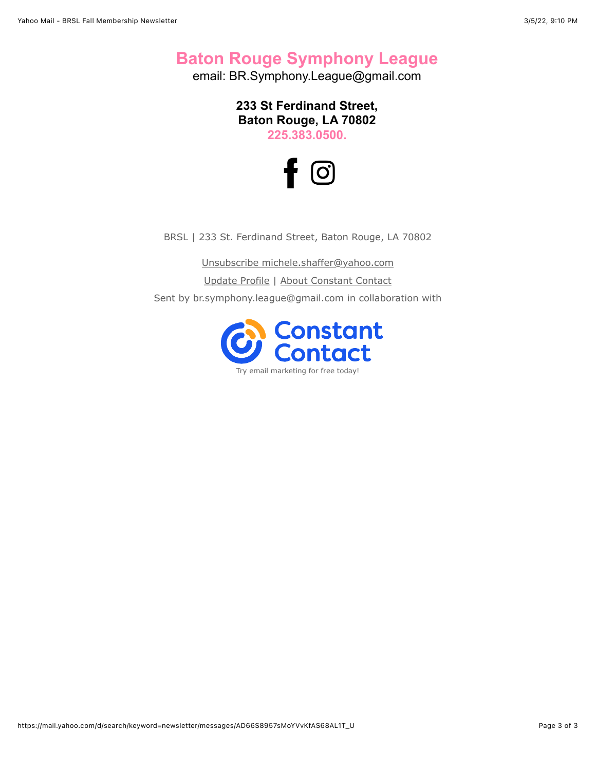# Baton Rouge Symphony League

email: BR.Symphony.League@gmail.com

**233 St Ferdinand Street,**
**Baton Rouge, LA 70802**
**225.383.0500.**

BRSL | 233 St. Ferdinand Street, Baton Rouge, LA 70802

Unsubscribe michele.shaffer@yahoo.com

Update Profile | About Constant Contact

Sent by br.symphony.league@gmail.com in collaboration with

Constant Contact

Try email marketing for free today!